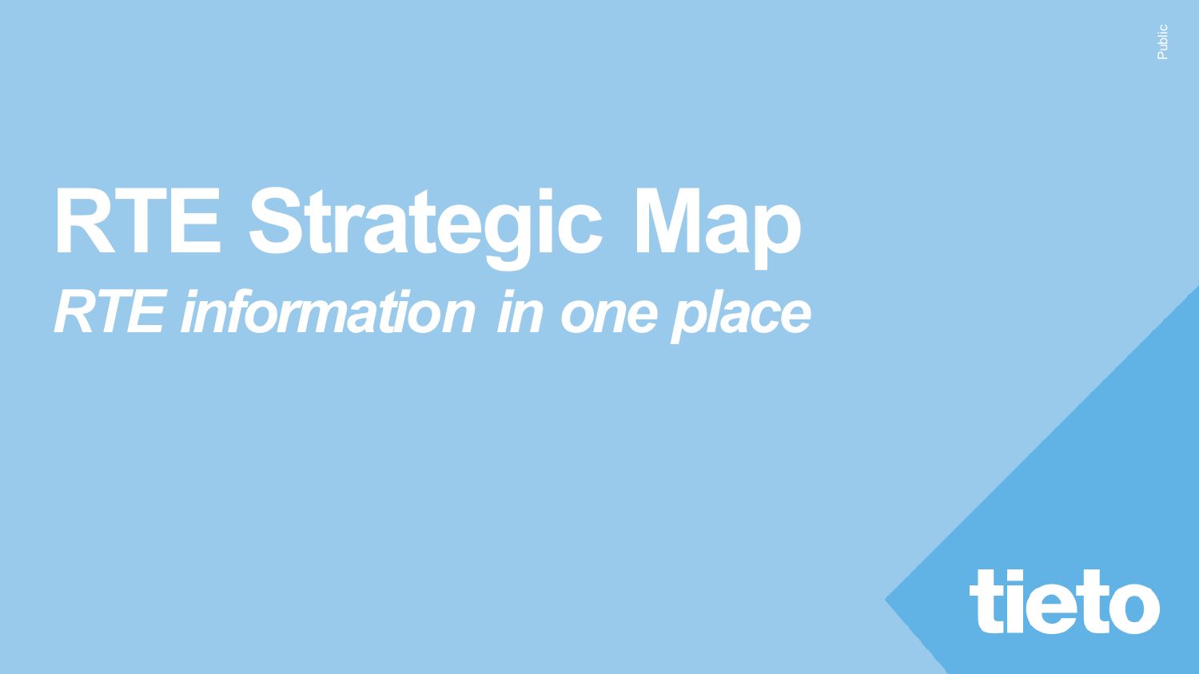# RTE Strategic Map

***RTE information in one place***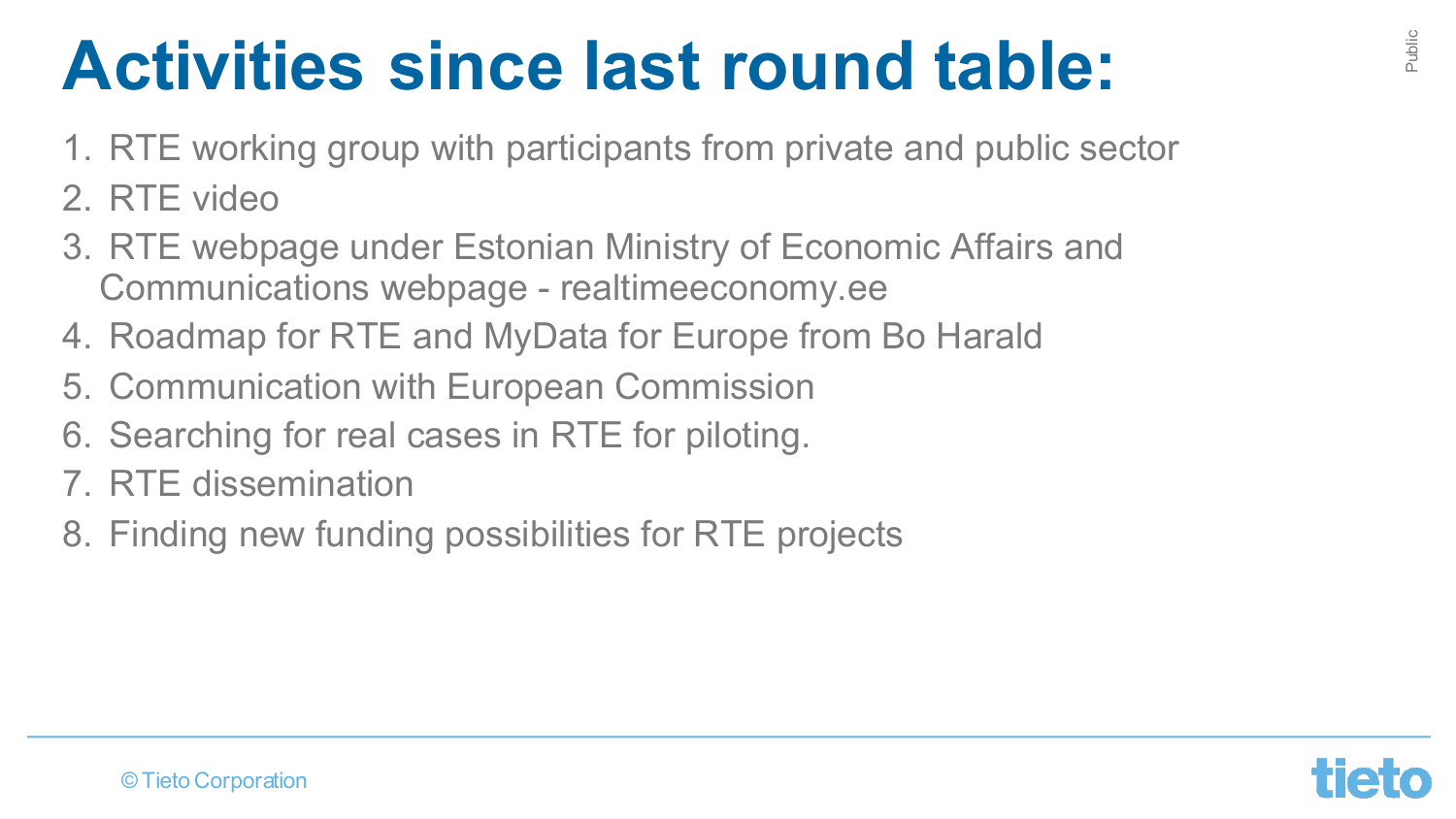# Activities since last round table:

1. RTE working group with participants from private and public sector
2. RTE video
3. RTE webpage under Estonian Ministry of Economic Affairs and Communications webpage - realtimeeconomy.ee
4. Roadmap for RTE and MyData for Europe from Bo Harald
5. Communication with European Commission
6. Searching for real cases in RTE for piloting.
7. RTE dissemination
8. Finding new funding possibilities for RTE projects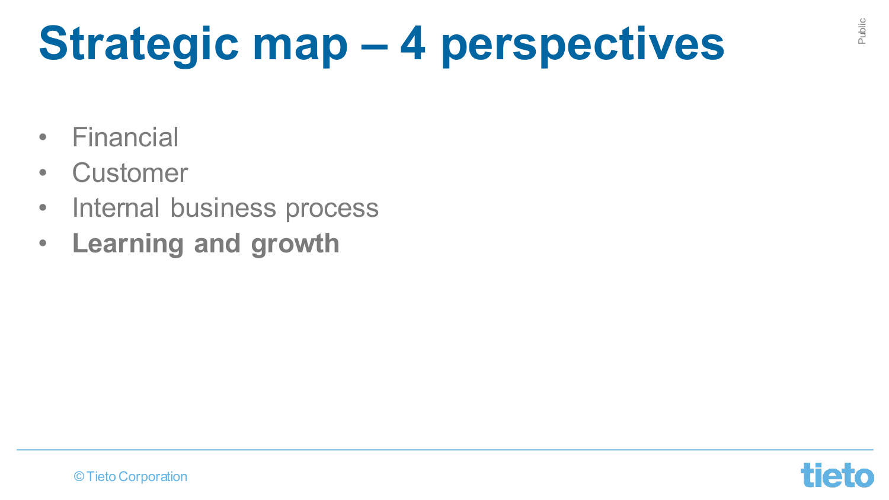# Strategic map – 4 perspectives

- Financial
- Customer
- Internal business process
- **Learning and growth**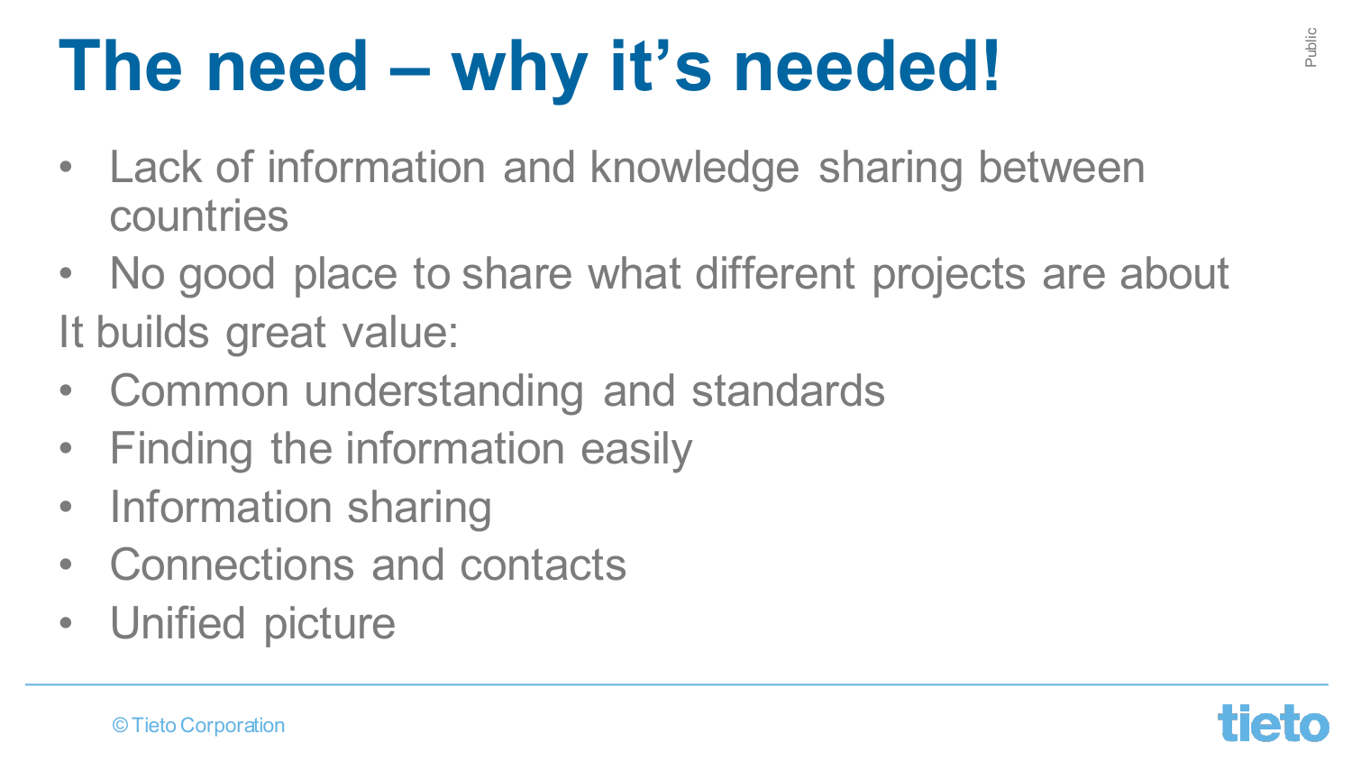# The need – why it's needed!

- Lack of information and knowledge sharing between countries
- No good place to share what different projects are about

It builds great value:

- Common understanding and standards
- Finding the information easily
- Information sharing
- Connections and contacts
- Unified picture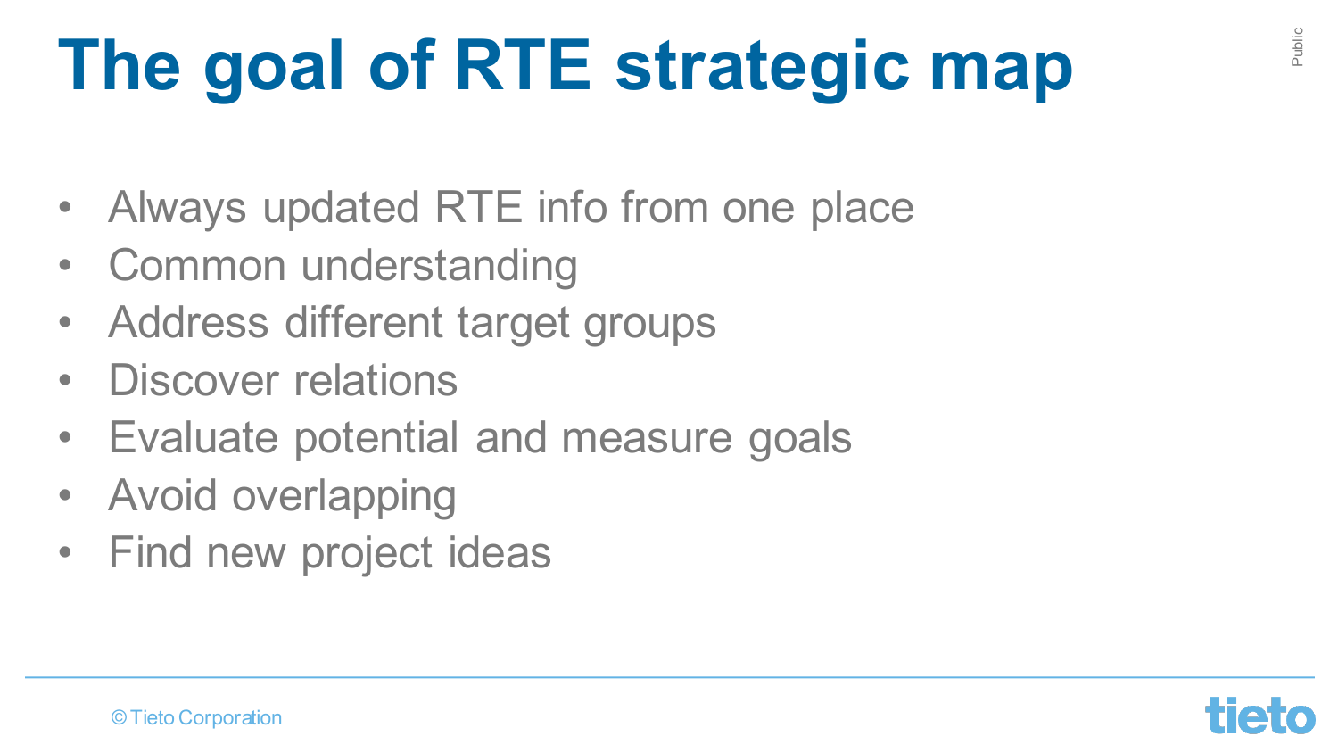# The goal of RTE strategic map

- Always updated RTE info from one place
- Common understanding
- Address different target groups
- Discover relations
- Evaluate potential and measure goals
- Avoid overlapping
- Find new project ideas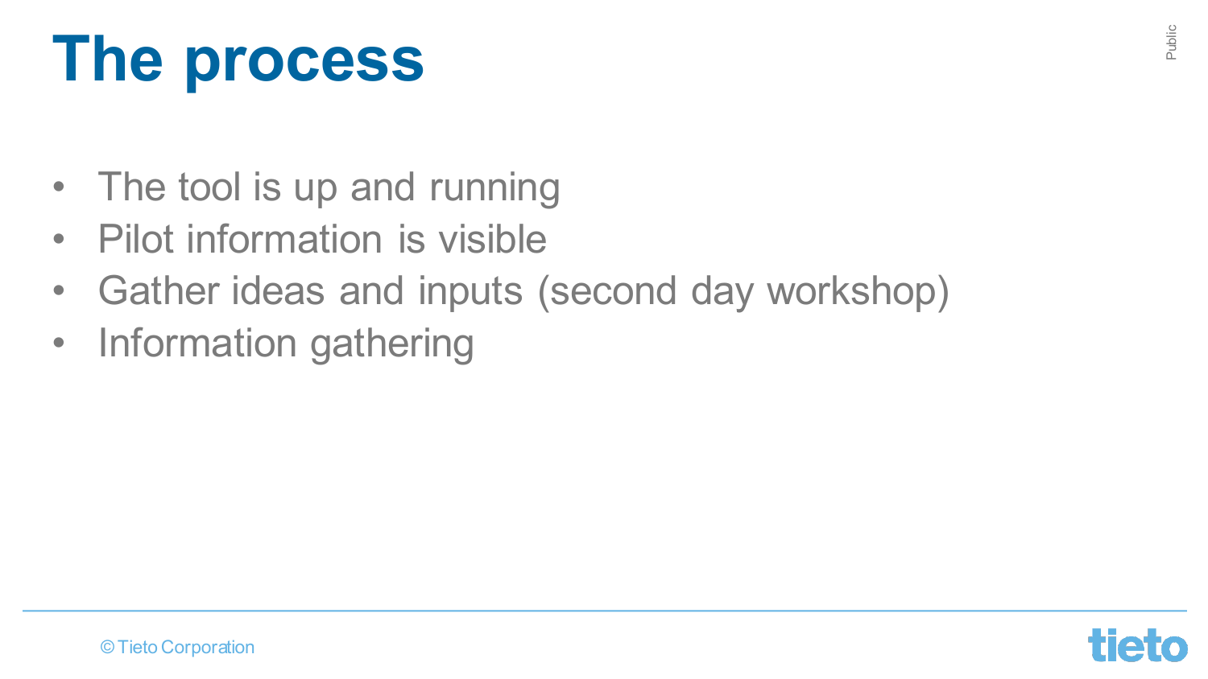# The process

- The tool is up and running
- Pilot information is visible
- Gather ideas and inputs (second day workshop)
- Information gathering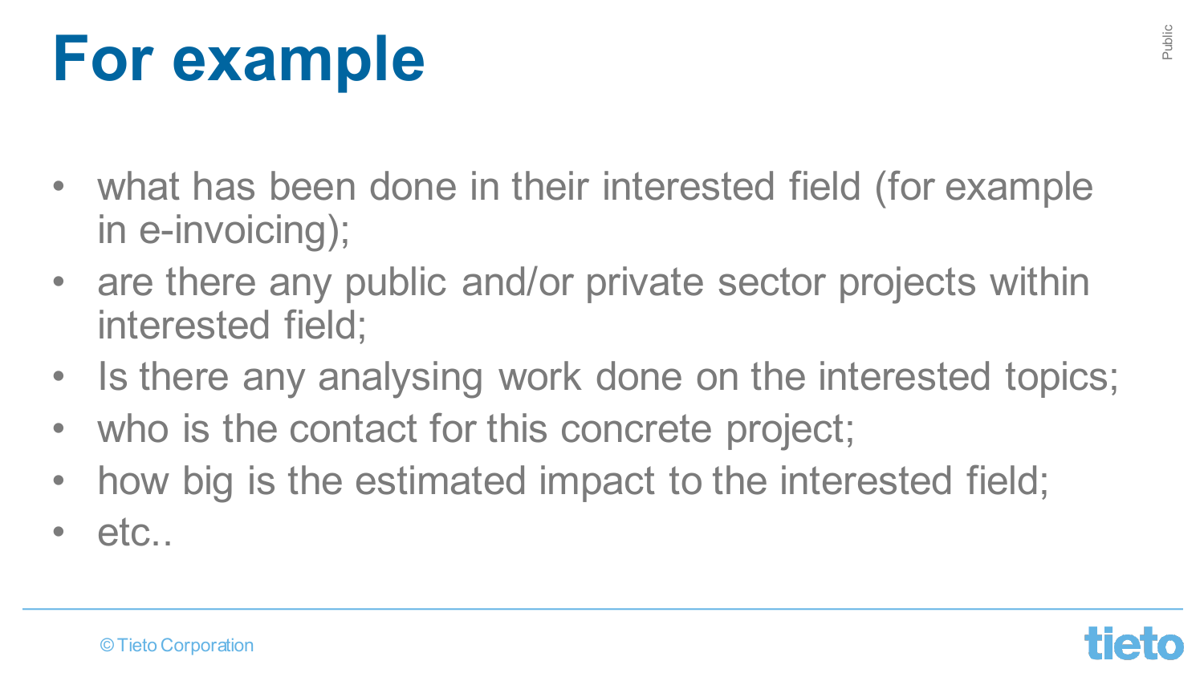# For example

- what has been done in their interested field (for example in e-invoicing);
- are there any public and/or private sector projects within interested field;
- Is there any analysing work done on the interested topics;
- who is the contact for this concrete project;
- how big is the estimated impact to the interested field;
- etc..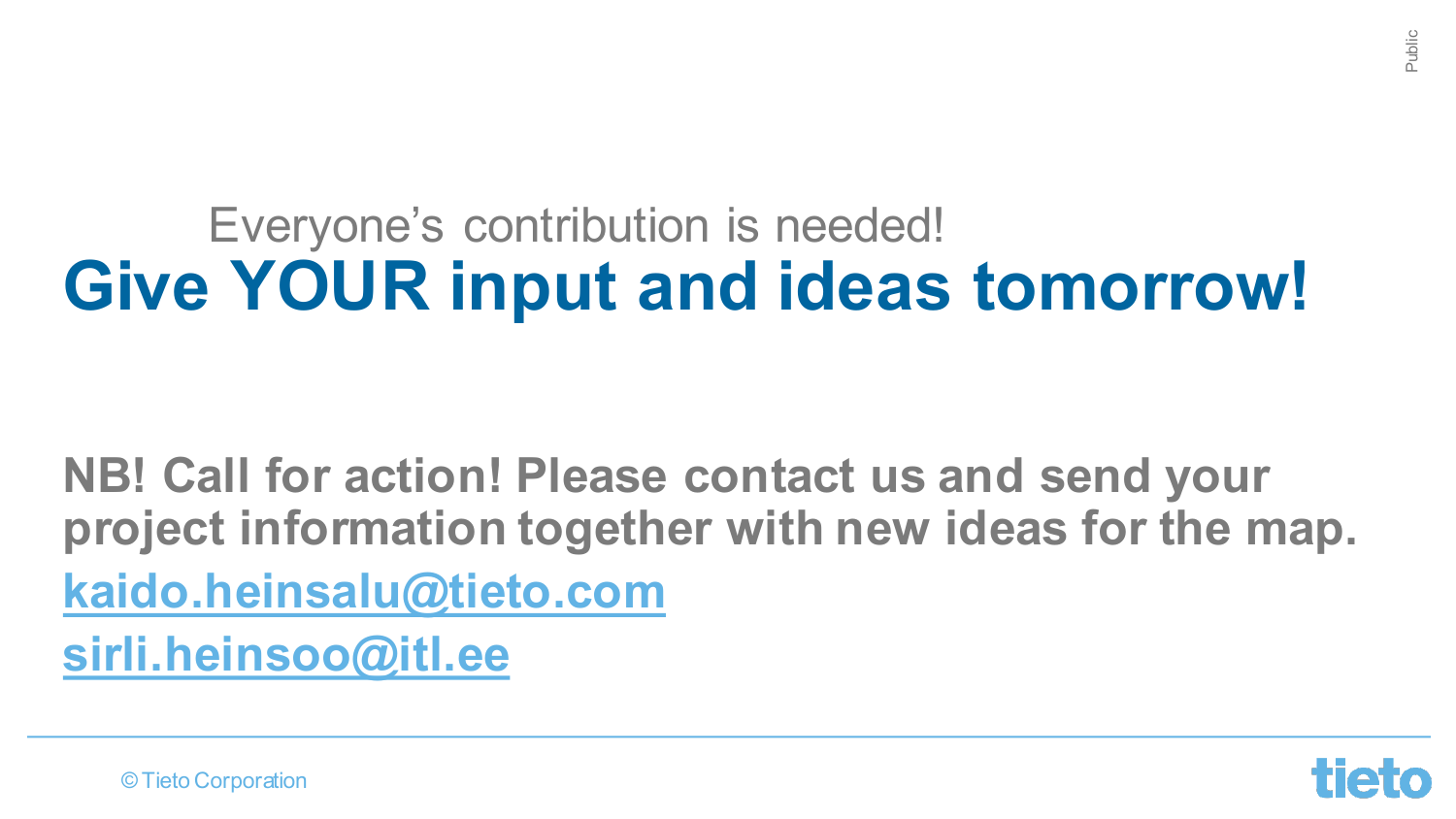Everyone's contribution is needed!

# Give YOUR input and ideas tomorrow!

**NB! Call for action! Please contact us and send your project information together with new ideas for the map.**

**kaido.heinsalu@tieto.com**

**sirli.heinsoo@itl.ee**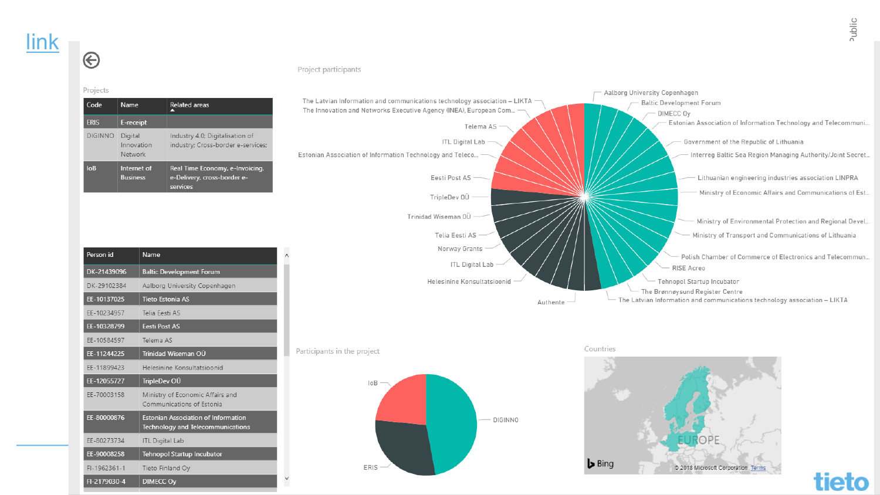link

Public

Projects

| Code | Name | Related areas |
| --- | --- | --- |
| ERIS | E-receipt | |
| DIGINNO | Digital Innovation Network | Industry 4.0; Digitalisation of industry; Cross-border e-services; |
| IoB | Internet of Business | Real Time Economy, e-Invoicing, e-Delivery, cross-border e-services |

| Person id | Name |
| --- | --- |
| DK-21439096 | Baltic Development Forum |
| DK-29102384 | Aalborg University Copenhagen |
| EE-10137025 | Tieto Estonia AS |
| EE-10234957 | Telia Eesti AS |
| EE-10328799 | Eesti Post AS |
| EE-10584597 | Telema AS |
| EE-11244225 | Trinidad Wiseman OÜ |
| EE-11899423 | Helesinine Konsultatsioonid |
| EE-12055727 | TripleDev OÜ |
| EE-70003158 | Ministry of Economic Affairs and Communications of Estonia |
| EE-80000876 | Estonian Association of Information Technology and Telecommunications |
| EE-80273734 | ITL Digital Lab |
| EE-90008258 | Tehnopol Startup Incubator |
| FI-1962361-1 | Tieto Finland Oy |
| FI-2179030-4 | DIMECC Oy |

Project participants

The Latvian Information and communications technology association – LIKTA
The Innovation and Networks Executive Agency (INEA), European Com...
Telema AS
ITL Digital Lab
Estonian Association of Information Technology and Teleco...
Eesti Post AS
TripleDev OÜ
Trinidad Wiseman OÜ
Telia Eesti AS
Norway Grants
ITL Digital Lab
Helesinine Konsultatsioonid
Authente
Aalborg University Copenhagen
Baltic Development Forum
DIMECC Oy
Estonian Association of Information Technology and Telecommuni...
Government of the Republic of Lithuania
Interreg Baltic Sea Region Managing Authority/Joint Secret...
Lithuanian engineering industries association LINPRA
Ministry of Economic Affairs and Communications of Est...
Ministry of Environmental Protection and Regional Devel...
Ministry of Transport and Communications of Lithuania
Polish Chamber of Commerce of Electronics and Telecommun...
RISE Acreo
Tehnopol Startup Incubator
The Brønnøysund Register Centre
The Latvian Information and communications technology association – LIKTA

Participants in the project

IoB
ERIS
DIGINNO

Countries

EUROPE
Bing
© 2018 Microsoft Corporation Terms

tieto